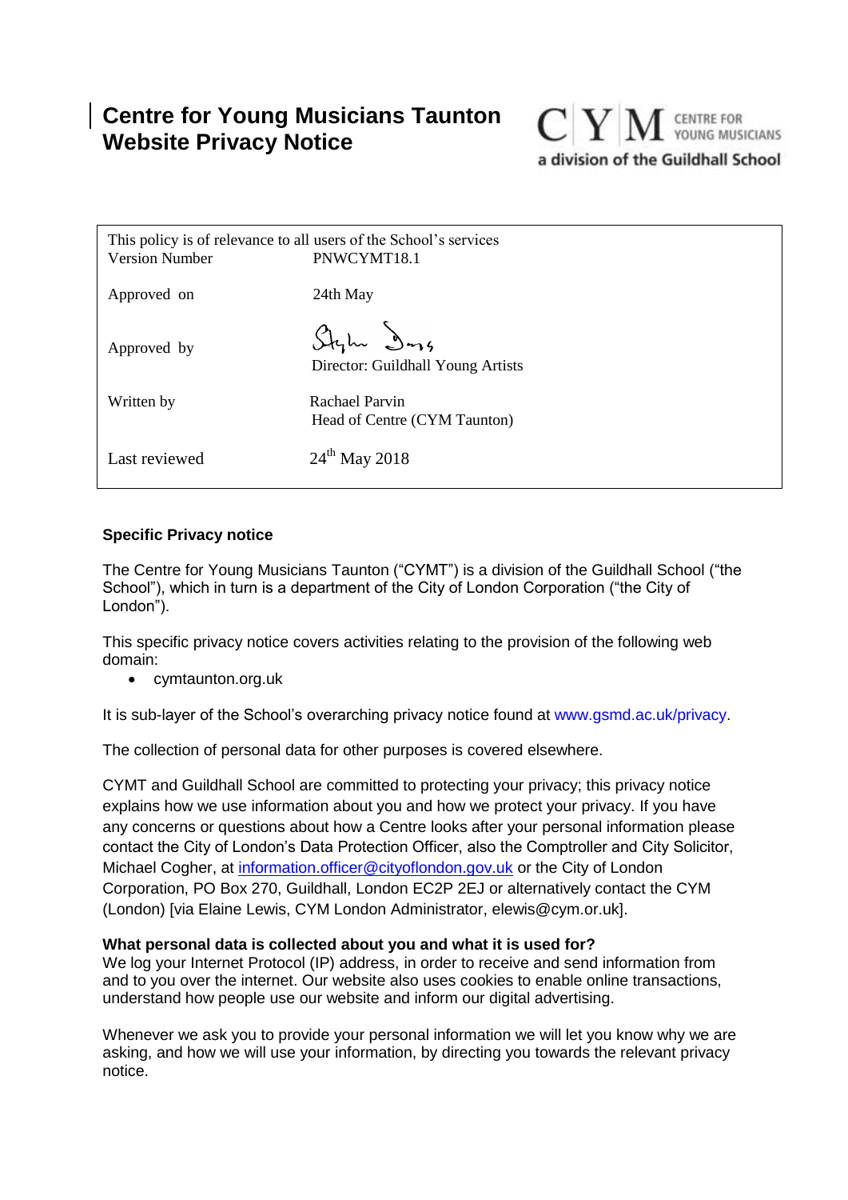# Centre for Young Musicians Taunton Website Privacy Notice

CENTRE FOR YOUNG MUSICIANS
a division of the Guildhall School

| This policy is of relevance to all users of the School's services | |
|---|---|
| Version Number | PNWCYMT18.1 |
| Approved on | 24th May |
| Approved by | Director: Guildhall Young Artists |
| Written by | Rachael Parvin<br>Head of Centre (CYM Taunton) |
| Last reviewed | 24th May 2018 |

**Specific Privacy notice**

The Centre for Young Musicians Taunton ("CYMT") is a division of the Guildhall School ("the School"), which in turn is a department of the City of London Corporation ("the City of London").

This specific privacy notice covers activities relating to the provision of the following web domain:

- cymtaunton.org.uk

It is sub-layer of the School's overarching privacy notice found at www.gsmd.ac.uk/privacy.

The collection of personal data for other purposes is covered elsewhere.

CYMT and Guildhall School are committed to protecting your privacy; this privacy notice explains how we use information about you and how we protect your privacy. If you have any concerns or questions about how a Centre looks after your personal information please contact the City of London's Data Protection Officer, also the Comptroller and City Solicitor, Michael Cogher, at information.officer@cityoflondon.gov.uk or the City of London Corporation, PO Box 270, Guildhall, London EC2P 2EJ or alternatively contact the CYM (London) [via Elaine Lewis, CYM London Administrator, elewis@cym.or.uk].

**What personal data is collected about you and what it is used for?**

We log your Internet Protocol (IP) address, in order to receive and send information from and to you over the internet. Our website also uses cookies to enable online transactions, understand how people use our website and inform our digital advertising.

Whenever we ask you to provide your personal information we will let you know why we are asking, and how we will use your information, by directing you towards the relevant privacy notice.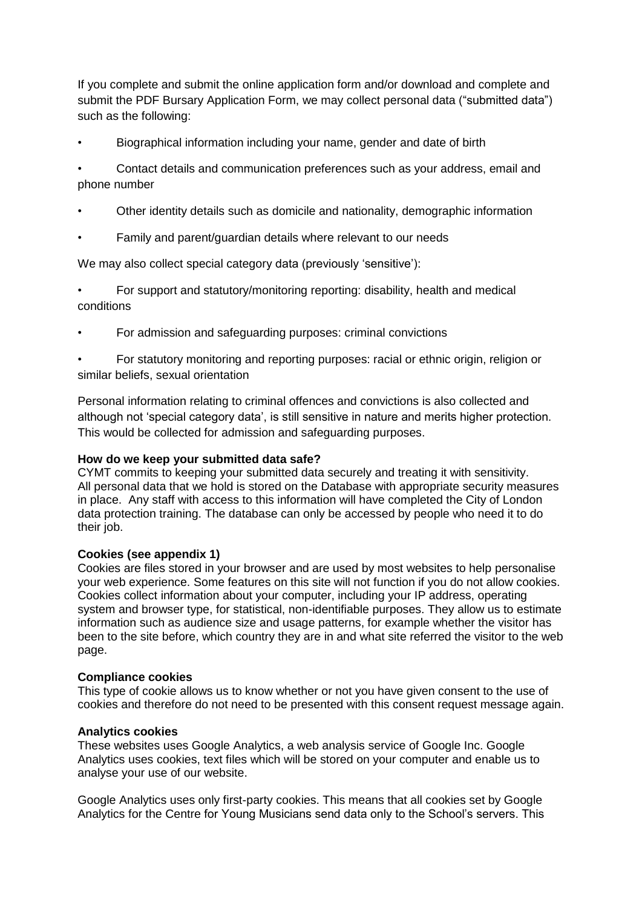If you complete and submit the online application form and/or download and complete and submit the PDF Bursary Application Form, we may collect personal data ("submitted data") such as the following:

- Biographical information including your name, gender and date of birth
- Contact details and communication preferences such as your address, email and phone number
- Other identity details such as domicile and nationality, demographic information
- Family and parent/guardian details where relevant to our needs

We may also collect special category data (previously 'sensitive'):

- For support and statutory/monitoring reporting: disability, health and medical conditions
- For admission and safeguarding purposes: criminal convictions
- For statutory monitoring and reporting purposes: racial or ethnic origin, religion or similar beliefs, sexual orientation

Personal information relating to criminal offences and convictions is also collected and although not 'special category data', is still sensitive in nature and merits higher protection. This would be collected for admission and safeguarding purposes.

**How do we keep your submitted data safe?**

CYMT commits to keeping your submitted data securely and treating it with sensitivity. All personal data that we hold is stored on the Database with appropriate security measures in place. Any staff with access to this information will have completed the City of London data protection training. The database can only be accessed by people who need it to do their job.

**Cookies (see appendix 1)**

Cookies are files stored in your browser and are used by most websites to help personalise your web experience. Some features on this site will not function if you do not allow cookies. Cookies collect information about your computer, including your IP address, operating system and browser type, for statistical, non-identifiable purposes. They allow us to estimate information such as audience size and usage patterns, for example whether the visitor has been to the site before, which country they are in and what site referred the visitor to the web page.

**Compliance cookies**

This type of cookie allows us to know whether or not you have given consent to the use of cookies and therefore do not need to be presented with this consent request message again.

**Analytics cookies**

These websites uses Google Analytics, a web analysis service of Google Inc. Google Analytics uses cookies, text files which will be stored on your computer and enable us to analyse your use of our website.

Google Analytics uses only first-party cookies. This means that all cookies set by Google Analytics for the Centre for Young Musicians send data only to the School's servers. This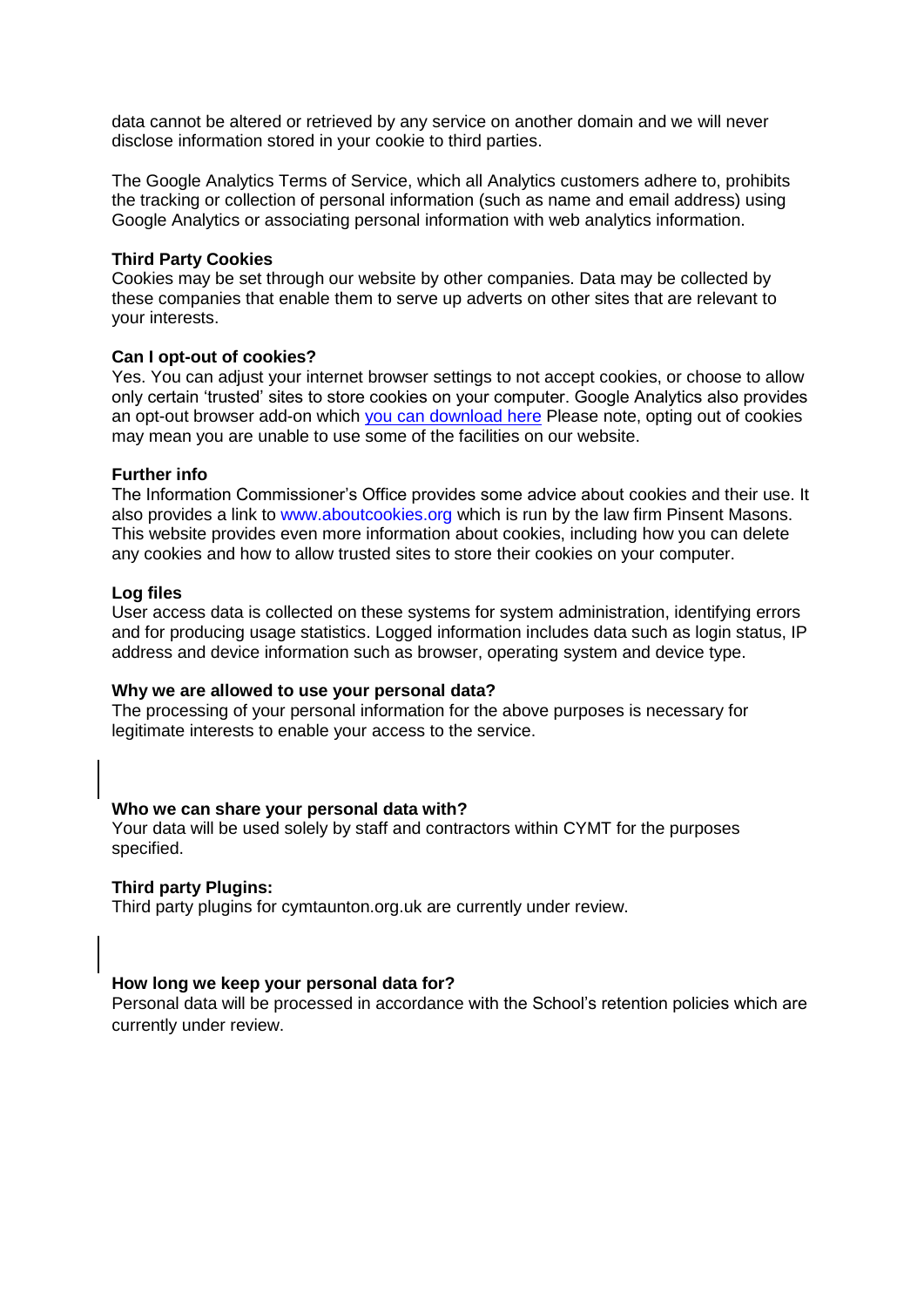data cannot be altered or retrieved by any service on another domain and we will never disclose information stored in your cookie to third parties.

The Google Analytics Terms of Service, which all Analytics customers adhere to, prohibits the tracking or collection of personal information (such as name and email address) using Google Analytics or associating personal information with web analytics information.

**Third Party Cookies**
Cookies may be set through our website by other companies. Data may be collected by these companies that enable them to serve up adverts on other sites that are relevant to your interests.

**Can I opt-out of cookies?**
Yes. You can adjust your internet browser settings to not accept cookies, or choose to allow only certain 'trusted' sites to store cookies on your computer. Google Analytics also provides an opt-out browser add-on which you can download here Please note, opting out of cookies may mean you are unable to use some of the facilities on our website.

**Further info**
The Information Commissioner's Office provides some advice about cookies and their use. It also provides a link to www.aboutcookies.org which is run by the law firm Pinsent Masons. This website provides even more information about cookies, including how you can delete any cookies and how to allow trusted sites to store their cookies on your computer.

**Log files**
User access data is collected on these systems for system administration, identifying errors and for producing usage statistics. Logged information includes data such as login status, IP address and device information such as browser, operating system and device type.

**Why we are allowed to use your personal data?**
The processing of your personal information for the above purposes is necessary for legitimate interests to enable your access to the service.

**Who we can share your personal data with?**
Your data will be used solely by staff and contractors within CYMT for the purposes specified.

**Third party Plugins:**
Third party plugins for cymtaunton.org.uk are currently under review.

**How long we keep your personal data for?**
Personal data will be processed in accordance with the School's retention policies which are currently under review.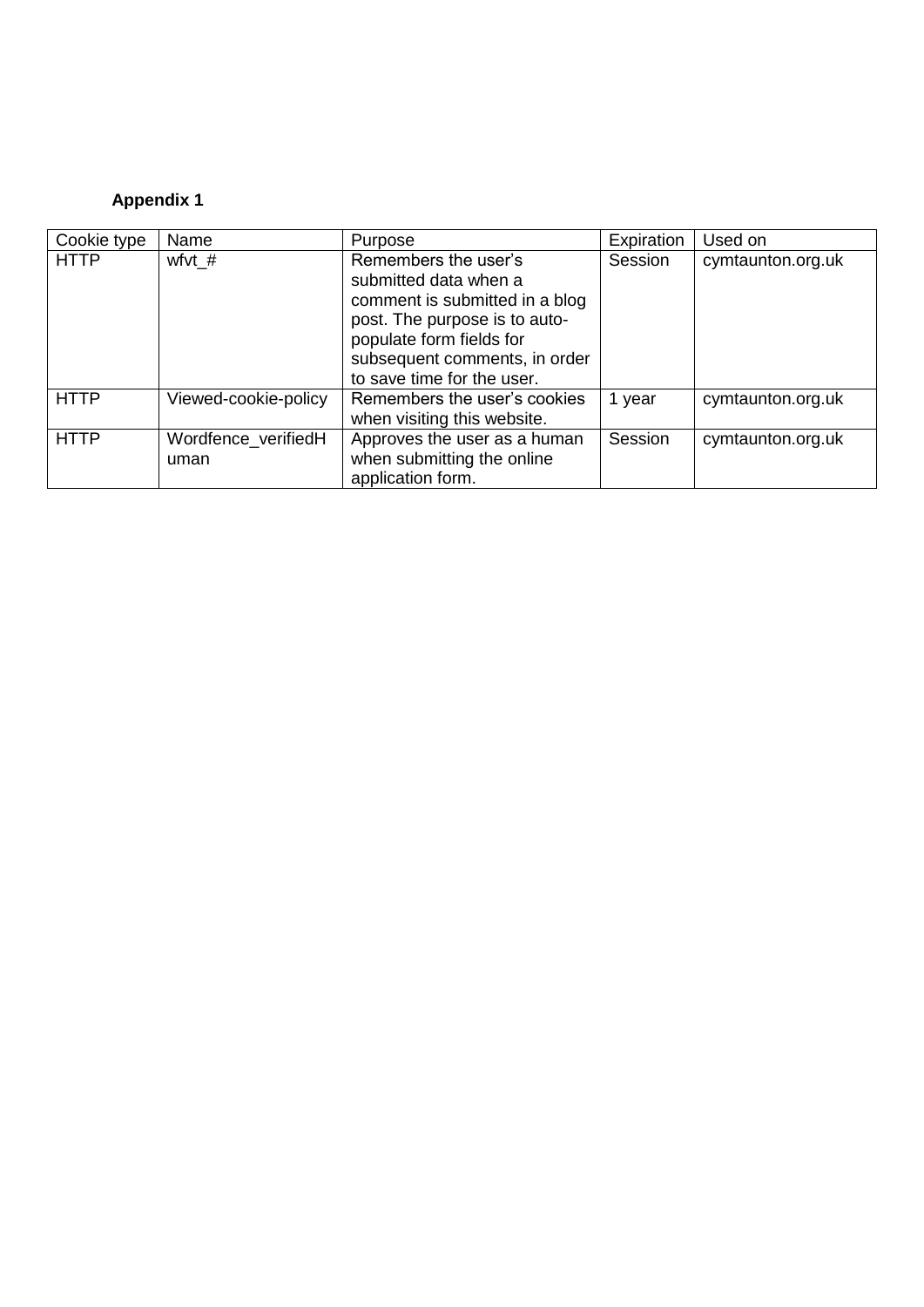**Appendix 1**

| Cookie type | Name | Purpose | Expiration | Used on |
| --- | --- | --- | --- | --- |
| HTTP | wfvt_# | Remembers the user's submitted data when a comment is submitted in a blog post. The purpose is to auto-populate form fields for subsequent comments, in order to save time for the user. | Session | cymtaunton.org.uk |
| HTTP | Viewed-cookie-policy | Remembers the user's cookies when visiting this website. | 1 year | cymtaunton.org.uk |
| HTTP | Wordfence_verifiedHuman | Approves the user as a human when submitting the online application form. | Session | cymtaunton.org.uk |